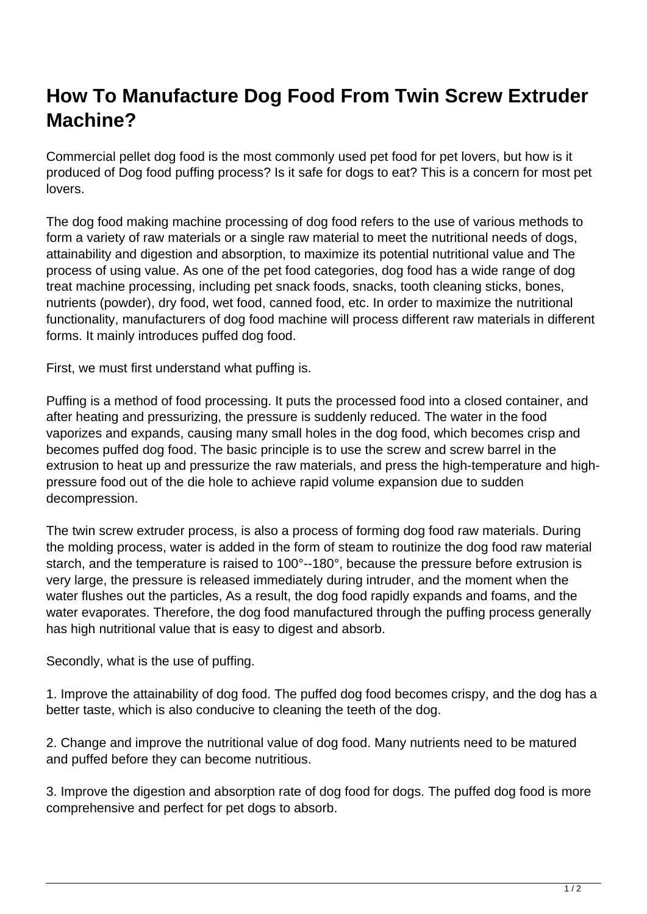# How To Manufacture Dog Food From Twin Screw Extruder Machine?

Commercial pellet dog food is the most commonly used pet food for pet lovers, but how is it produced of Dog food puffing process? Is it safe for dogs to eat? This is a concern for most pet lovers.

The dog food making machine processing of dog food refers to the use of various methods to form a variety of raw materials or a single raw material to meet the nutritional needs of dogs, attainability and digestion and absorption, to maximize its potential nutritional value and The process of using value. As one of the pet food categories, dog food has a wide range of dog treat machine processing, including pet snack foods, snacks, tooth cleaning sticks, bones, nutrients (powder), dry food, wet food, canned food, etc. In order to maximize the nutritional functionality, manufacturers of dog food machine will process different raw materials in different forms. It mainly introduces puffed dog food.

First, we must first understand what puffing is.

Puffing is a method of food processing. It puts the processed food into a closed container, and after heating and pressurizing, the pressure is suddenly reduced. The water in the food vaporizes and expands, causing many small holes in the dog food, which becomes crisp and becomes puffed dog food. The basic principle is to use the screw and screw barrel in the extrusion to heat up and pressurize the raw materials, and press the high-temperature and high-pressure food out of the die hole to achieve rapid volume expansion due to sudden decompression.

The twin screw extruder process, is also a process of forming dog food raw materials. During the molding process, water is added in the form of steam to routinize the dog food raw material starch, and the temperature is raised to 100°--180°, because the pressure before extrusion is very large, the pressure is released immediately during intruder, and the moment when the water flushes out the particles, As a result, the dog food rapidly expands and foams, and the water evaporates. Therefore, the dog food manufactured through the puffing process generally has high nutritional value that is easy to digest and absorb.

Secondly, what is the use of puffing.

1. Improve the attainability of dog food. The puffed dog food becomes crispy, and the dog has a better taste, which is also conducive to cleaning the teeth of the dog.

2. Change and improve the nutritional value of dog food. Many nutrients need to be matured and puffed before they can become nutritious.

3. Improve the digestion and absorption rate of dog food for dogs. The puffed dog food is more comprehensive and perfect for pet dogs to absorb.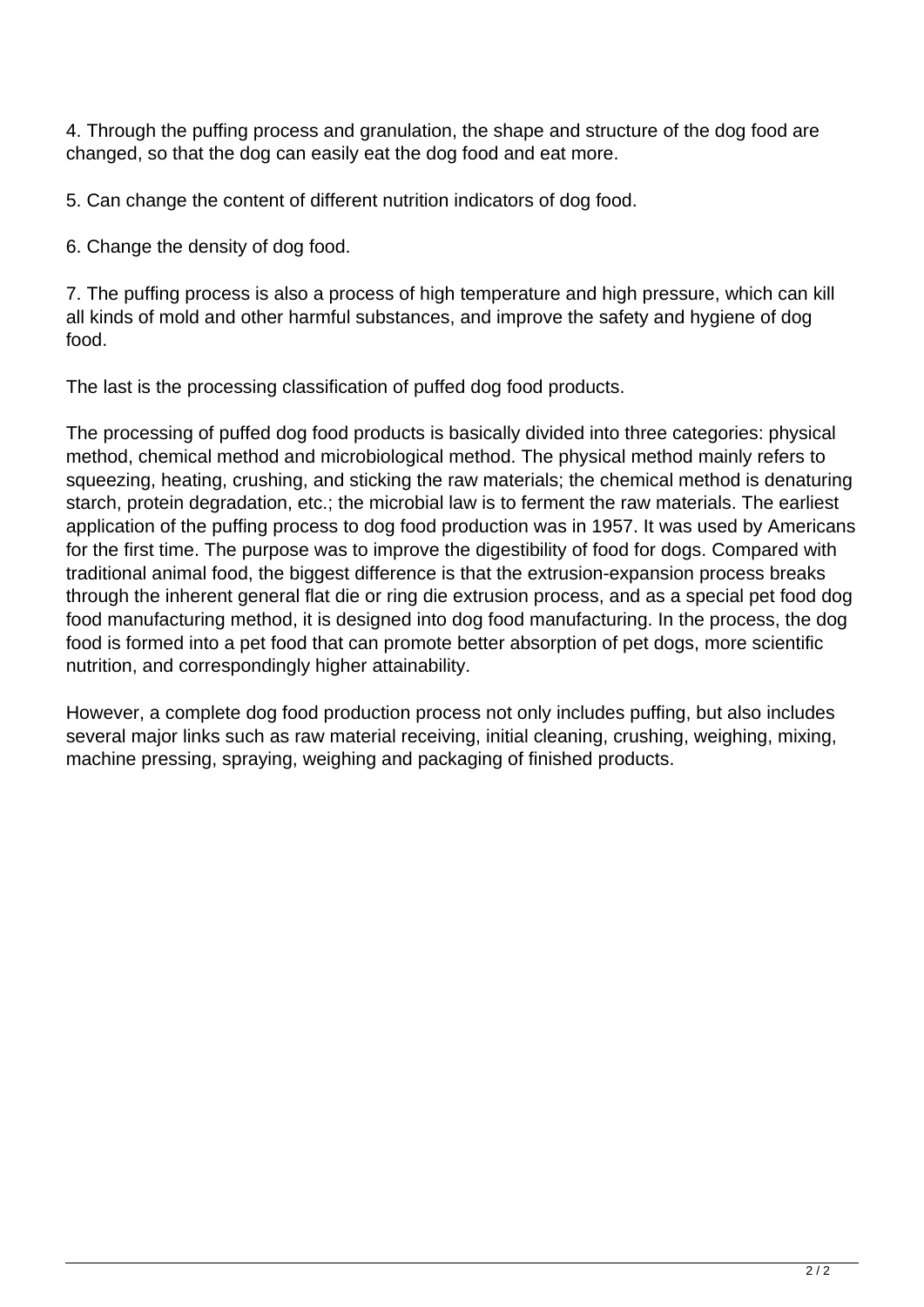4. Through the puffing process and granulation, the shape and structure of the dog food are changed, so that the dog can easily eat the dog food and eat more.

5. Can change the content of different nutrition indicators of dog food.

6. Change the density of dog food.

7. The puffing process is also a process of high temperature and high pressure, which can kill all kinds of mold and other harmful substances, and improve the safety and hygiene of dog food.

The last is the processing classification of puffed dog food products.

The processing of puffed dog food products is basically divided into three categories: physical method, chemical method and microbiological method. The physical method mainly refers to squeezing, heating, crushing, and sticking the raw materials; the chemical method is denaturing starch, protein degradation, etc.; the microbial law is to ferment the raw materials. The earliest application of the puffing process to dog food production was in 1957. It was used by Americans for the first time. The purpose was to improve the digestibility of food for dogs. Compared with traditional animal food, the biggest difference is that the extrusion-expansion process breaks through the inherent general flat die or ring die extrusion process, and as a special pet food dog food manufacturing method, it is designed into dog food manufacturing. In the process, the dog food is formed into a pet food that can promote better absorption of pet dogs, more scientific nutrition, and correspondingly higher attainability.

However, a complete dog food production process not only includes puffing, but also includes several major links such as raw material receiving, initial cleaning, crushing, weighing, mixing, machine pressing, spraying, weighing and packaging of finished products.